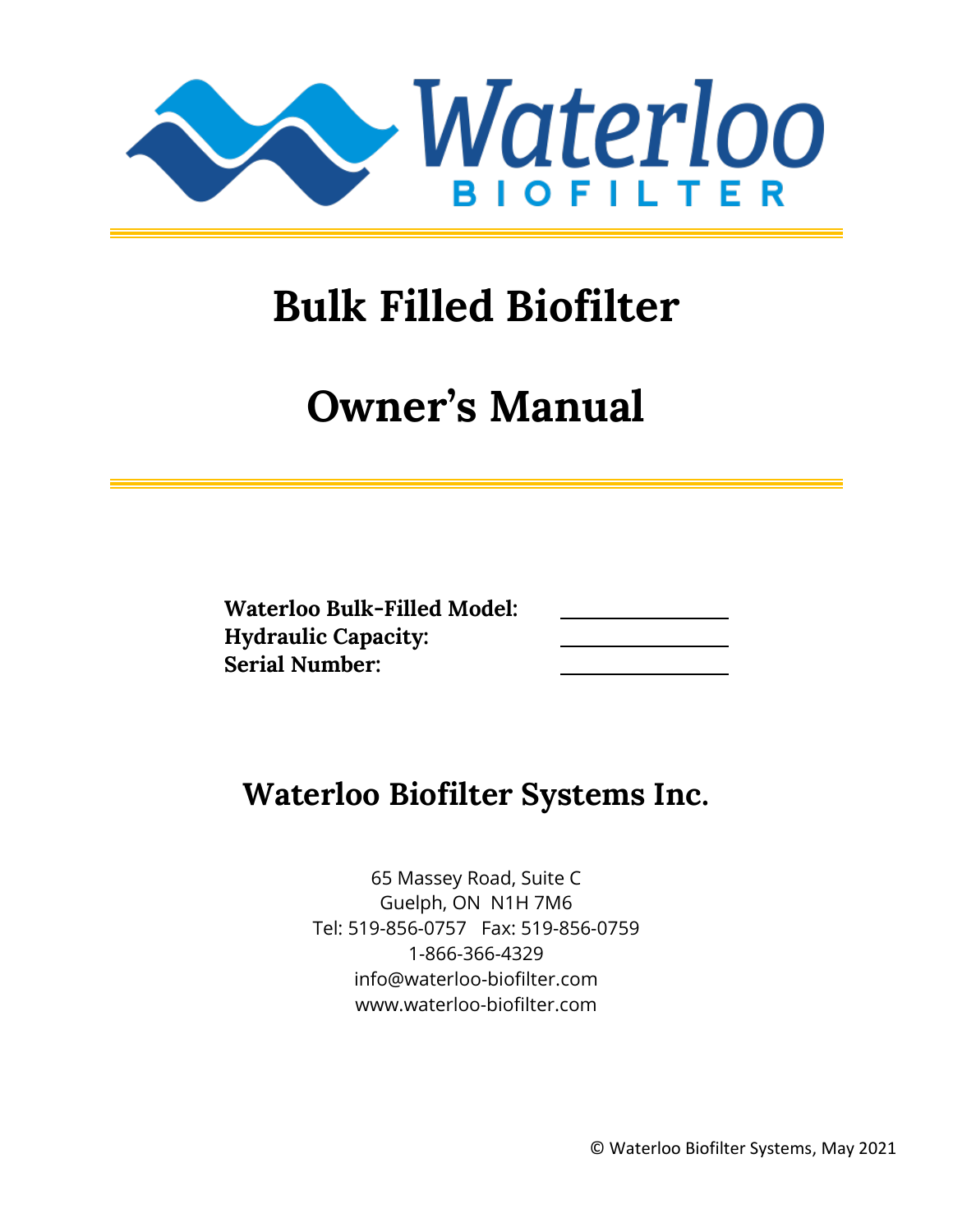Waterloo
BIOFILTER

# Bulk Filled Biofilter

# Owner's Manual

**Waterloo Bulk-Filled Model:** \_\_\_\_\_\_\_\_\_\_\_\_\_\_\_\_
**Hydraulic Capacity:** \_\_\_\_\_\_\_\_\_\_\_\_\_\_\_\_
**Serial Number:** \_\_\_\_\_\_\_\_\_\_\_\_\_\_\_\_

## Waterloo Biofilter Systems Inc.

65 Massey Road, Suite C
Guelph, ON N1H 7M6
Tel: 519-856-0757 Fax: 519-856-0759
1-866-366-4329
info@waterloo-biofilter.com
www.waterloo-biofilter.com

© Waterloo Biofilter Systems, May 2021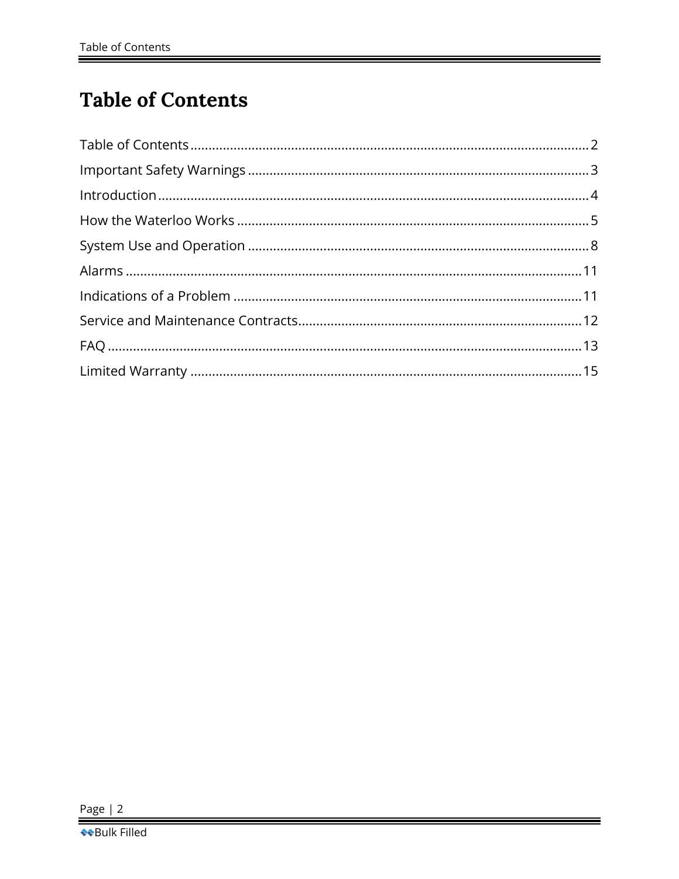# Table of Contents

Table of Contents ............................................................. 2
Important Safety Warnings ............................................................. 3
Introduction ............................................................. 4
How the Waterloo Works ............................................................. 5
System Use and Operation ............................................................. 8
Alarms ............................................................. 11
Indications of a Problem ............................................................. 11
Service and Maintenance Contracts ............................................................. 12
FAQ ............................................................. 13
Limited Warranty ............................................................. 15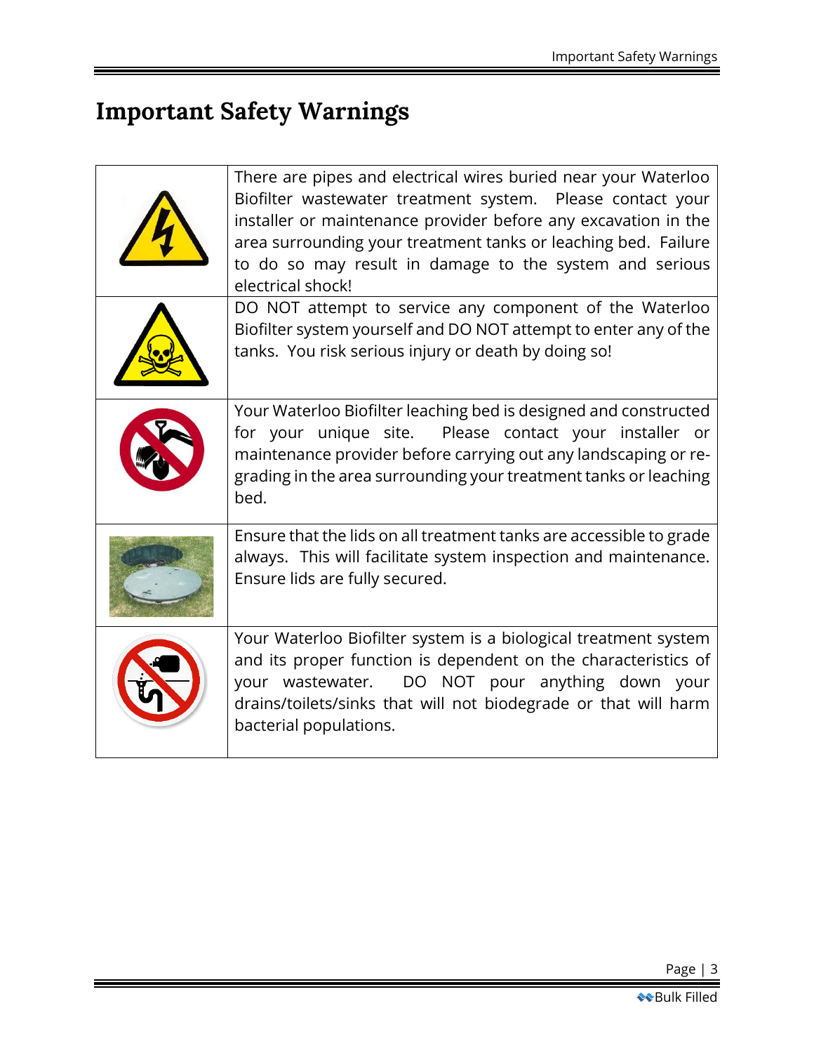# Important Safety Warnings

| | |
|---|---|
| | There are pipes and electrical wires buried near your Waterloo Biofilter wastewater treatment system. Please contact your installer or maintenance provider before any excavation in the area surrounding your treatment tanks or leaching bed. Failure to do so may result in damage to the system and serious electrical shock! |
| | DO NOT attempt to service any component of the Waterloo Biofilter system yourself and DO NOT attempt to enter any of the tanks. You risk serious injury or death by doing so! |
| | Your Waterloo Biofilter leaching bed is designed and constructed for your unique site. Please contact your installer or maintenance provider before carrying out any landscaping or re-grading in the area surrounding your treatment tanks or leaching bed. |
| | Ensure that the lids on all treatment tanks are accessible to grade always. This will facilitate system inspection and maintenance. Ensure lids are fully secured. |
| | Your Waterloo Biofilter system is a biological treatment system and its proper function is dependent on the characteristics of your wastewater. DO NOT pour anything down your drains/toilets/sinks that will not biodegrade or that will harm bacterial populations. |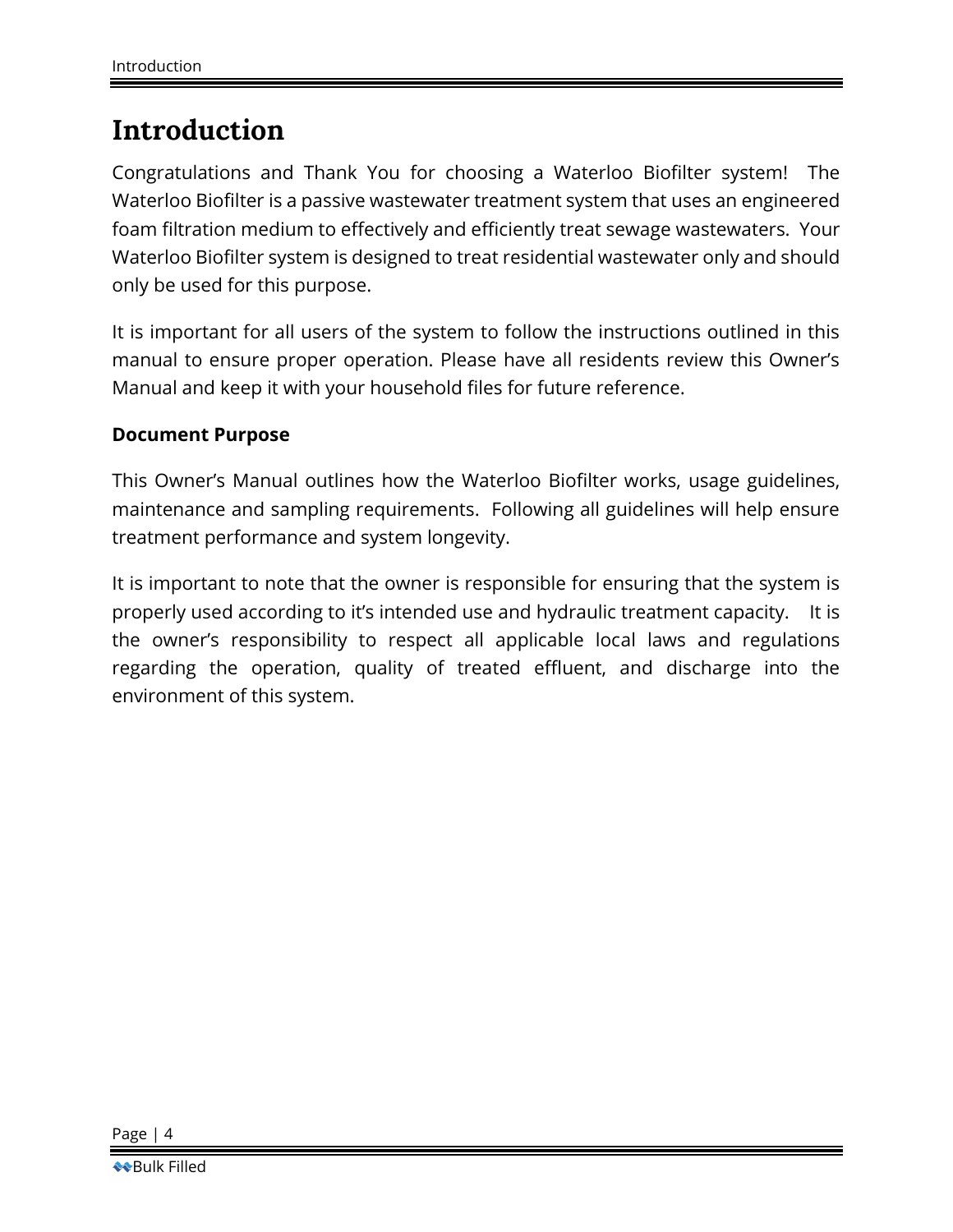# Introduction

Congratulations and Thank You for choosing a Waterloo Biofilter system! The Waterloo Biofilter is a passive wastewater treatment system that uses an engineered foam filtration medium to effectively and efficiently treat sewage wastewaters. Your Waterloo Biofilter system is designed to treat residential wastewater only and should only be used for this purpose.

It is important for all users of the system to follow the instructions outlined in this manual to ensure proper operation. Please have all residents review this Owner's Manual and keep it with your household files for future reference.

**Document Purpose**

This Owner's Manual outlines how the Waterloo Biofilter works, usage guidelines, maintenance and sampling requirements. Following all guidelines will help ensure treatment performance and system longevity.

It is important to note that the owner is responsible for ensuring that the system is properly used according to it's intended use and hydraulic treatment capacity. It is the owner's responsibility to respect all applicable local laws and regulations regarding the operation, quality of treated effluent, and discharge into the environment of this system.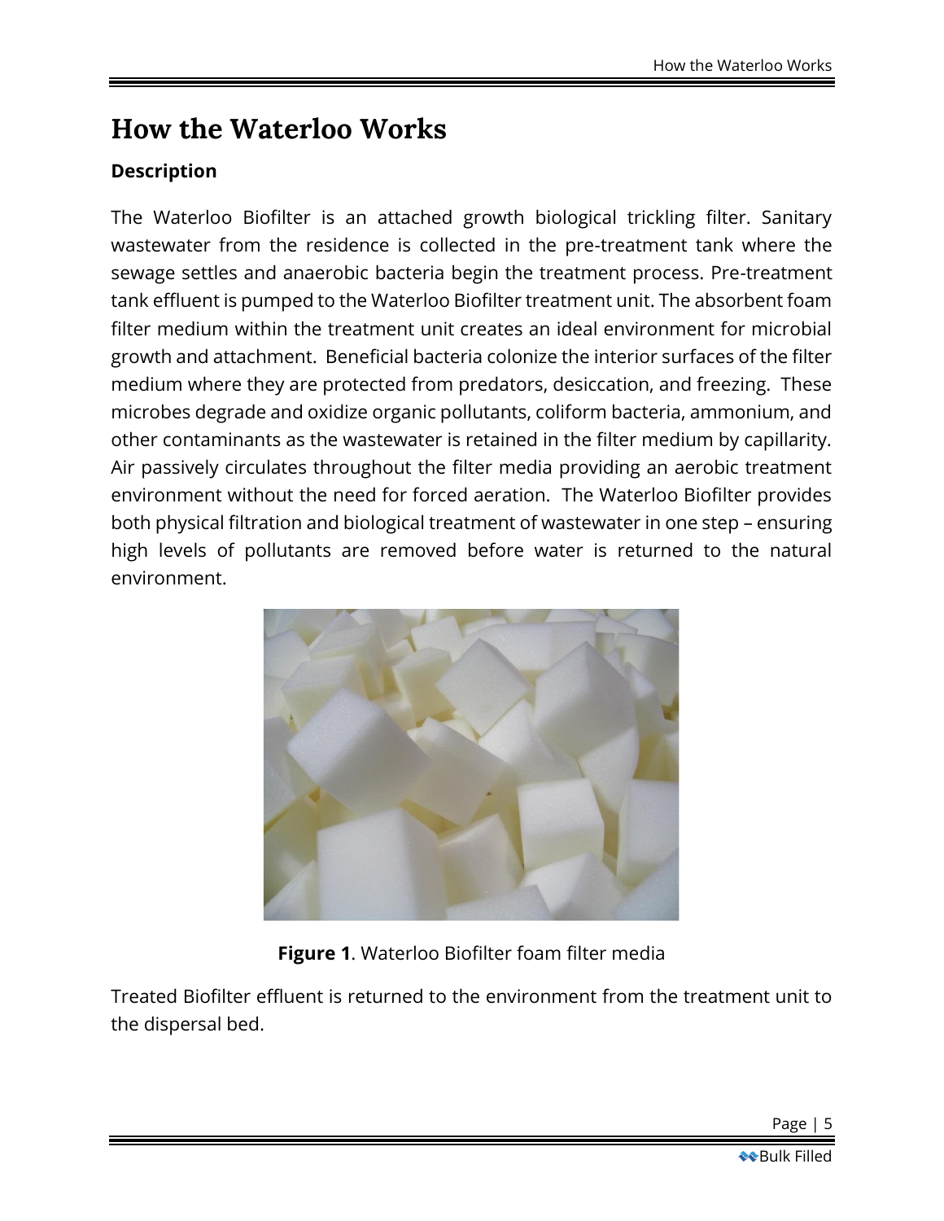# How the Waterloo Works

### Description

The Waterloo Biofilter is an attached growth biological trickling filter. Sanitary wastewater from the residence is collected in the pre-treatment tank where the sewage settles and anaerobic bacteria begin the treatment process. Pre-treatment tank effluent is pumped to the Waterloo Biofilter treatment unit. The absorbent foam filter medium within the treatment unit creates an ideal environment for microbial growth and attachment. Beneficial bacteria colonize the interior surfaces of the filter medium where they are protected from predators, desiccation, and freezing. These microbes degrade and oxidize organic pollutants, coliform bacteria, ammonium, and other contaminants as the wastewater is retained in the filter medium by capillarity. Air passively circulates throughout the filter media providing an aerobic treatment environment without the need for forced aeration. The Waterloo Biofilter provides both physical filtration and biological treatment of wastewater in one step – ensuring high levels of pollutants are removed before water is returned to the natural environment.

**Figure 1**. Waterloo Biofilter foam filter media

Treated Biofilter effluent is returned to the environment from the treatment unit to the dispersal bed.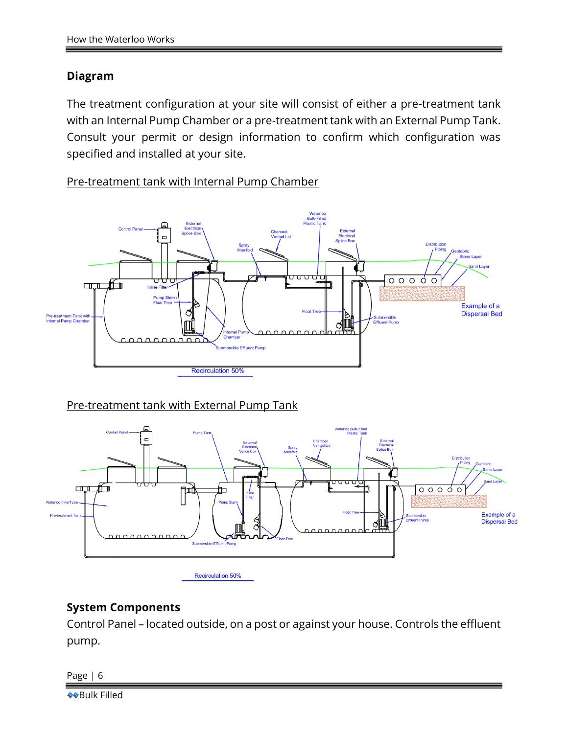## Diagram

The treatment configuration at your site will consist of either a pre-treatment tank with an Internal Pump Chamber or a pre-treatment tank with an External Pump Tank. Consult your permit or design information to confirm which configuration was specified and installed at your site.

Pre-treatment tank with Internal Pump Chamber

Pre-treatment tank with External Pump Tank

## System Components

Control Panel – located outside, on a post or against your house. Controls the effluent pump.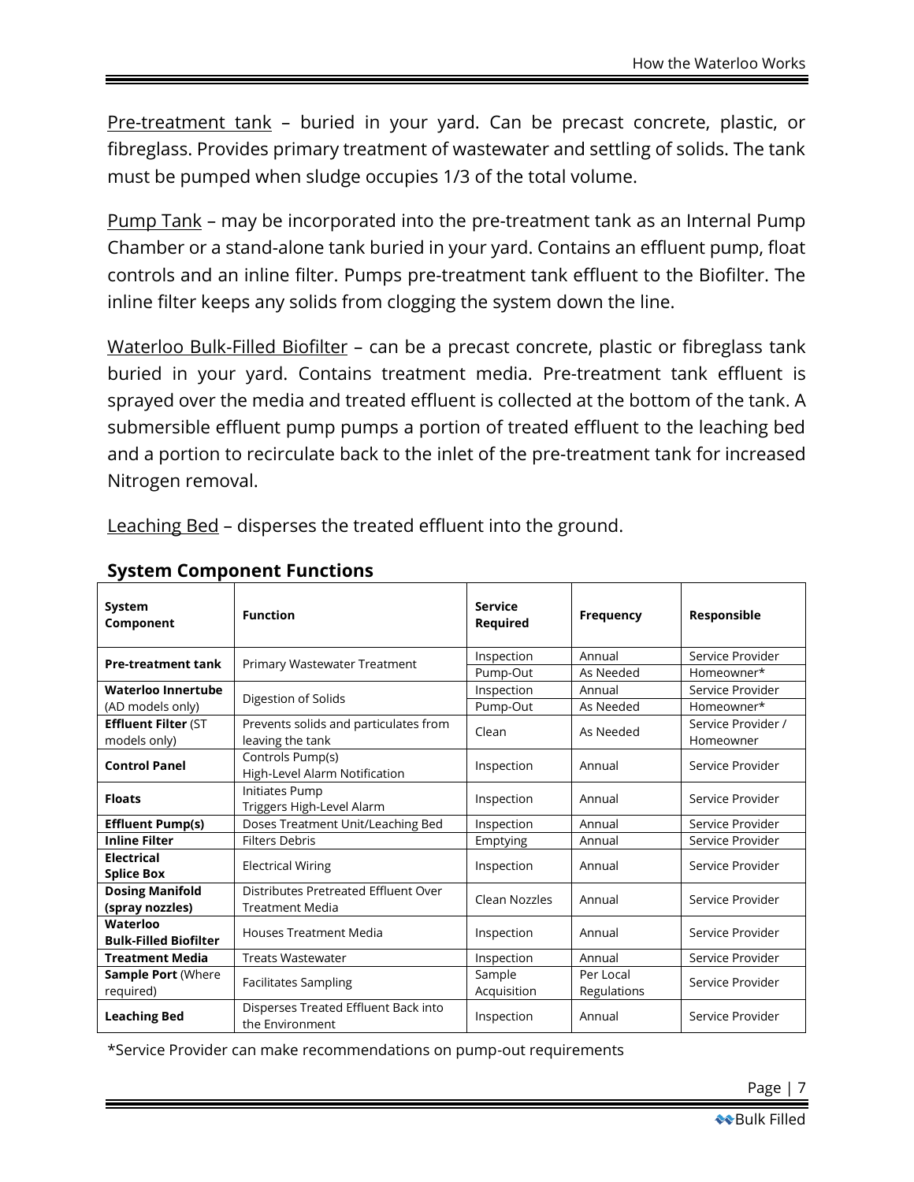Pre-treatment tank – buried in your yard. Can be precast concrete, plastic, or fibreglass. Provides primary treatment of wastewater and settling of solids. The tank must be pumped when sludge occupies 1/3 of the total volume.

Pump Tank – may be incorporated into the pre-treatment tank as an Internal Pump Chamber or a stand-alone tank buried in your yard. Contains an effluent pump, float controls and an inline filter. Pumps pre-treatment tank effluent to the Biofilter. The inline filter keeps any solids from clogging the system down the line.

Waterloo Bulk-Filled Biofilter – can be a precast concrete, plastic or fibreglass tank buried in your yard. Contains treatment media. Pre-treatment tank effluent is sprayed over the media and treated effluent is collected at the bottom of the tank. A submersible effluent pump pumps a portion of treated effluent to the leaching bed and a portion to recirculate back to the inlet of the pre-treatment tank for increased Nitrogen removal.

Leaching Bed – disperses the treated effluent into the ground.

## System Component Functions

| System Component | Function | Service Required | Frequency | Responsible |
|---|---|---|---|---|
| **Pre-treatment tank** | Primary Wastewater Treatment | Inspection | Annual | Service Provider |
| | | Pump-Out | As Needed | Homeowner* |
| **Waterloo Innertube** (AD models only) | Digestion of Solids | Inspection | Annual | Service Provider |
| | | Pump-Out | As Needed | Homeowner* |
| **Effluent Filter** (ST models only) | Prevents solids and particulates from leaving the tank | Clean | As Needed | Service Provider / Homeowner |
| **Control Panel** | Controls Pump(s)<br>High-Level Alarm Notification | Inspection | Annual | Service Provider |
| **Floats** | Initiates Pump<br>Triggers High-Level Alarm | Inspection | Annual | Service Provider |
| **Effluent Pump(s)** | Doses Treatment Unit/Leaching Bed | Inspection | Annual | Service Provider |
| **Inline Filter** | Filters Debris | Emptying | Annual | Service Provider |
| **Electrical Splice Box** | Electrical Wiring | Inspection | Annual | Service Provider |
| **Dosing Manifold (spray nozzles)** | Distributes Pretreated Effluent Over Treatment Media | Clean Nozzles | Annual | Service Provider |
| **Waterloo Bulk-Filled Biofilter** | Houses Treatment Media | Inspection | Annual | Service Provider |
| **Treatment Media** | Treats Wastewater | Inspection | Annual | Service Provider |
| **Sample Port** (Where required) | Facilitates Sampling | Sample Acquisition | Per Local Regulations | Service Provider |
| **Leaching Bed** | Disperses Treated Effluent Back into the Environment | Inspection | Annual | Service Provider |

*Service Provider can make recommendations on pump-out requirements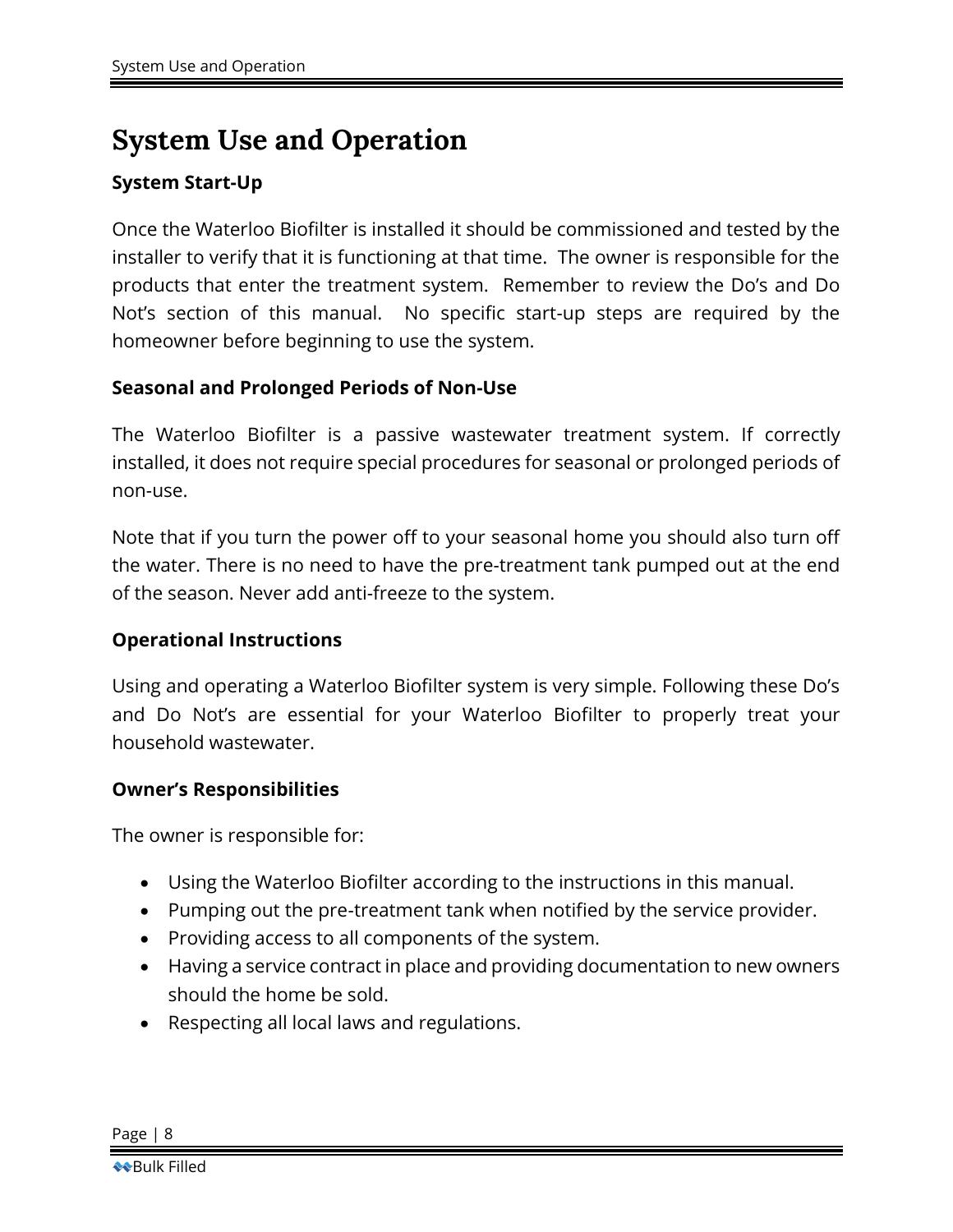# System Use and Operation

### System Start-Up

Once the Waterloo Biofilter is installed it should be commissioned and tested by the installer to verify that it is functioning at that time. The owner is responsible for the products that enter the treatment system. Remember to review the Do's and Do Not's section of this manual. No specific start-up steps are required by the homeowner before beginning to use the system.

### Seasonal and Prolonged Periods of Non-Use

The Waterloo Biofilter is a passive wastewater treatment system. If correctly installed, it does not require special procedures for seasonal or prolonged periods of non-use.

Note that if you turn the power off to your seasonal home you should also turn off the water. There is no need to have the pre-treatment tank pumped out at the end of the season. Never add anti-freeze to the system.

### Operational Instructions

Using and operating a Waterloo Biofilter system is very simple. Following these Do's and Do Not's are essential for your Waterloo Biofilter to properly treat your household wastewater.

### Owner's Responsibilities

The owner is responsible for:

- Using the Waterloo Biofilter according to the instructions in this manual.
- Pumping out the pre-treatment tank when notified by the service provider.
- Providing access to all components of the system.
- Having a service contract in place and providing documentation to new owners should the home be sold.
- Respecting all local laws and regulations.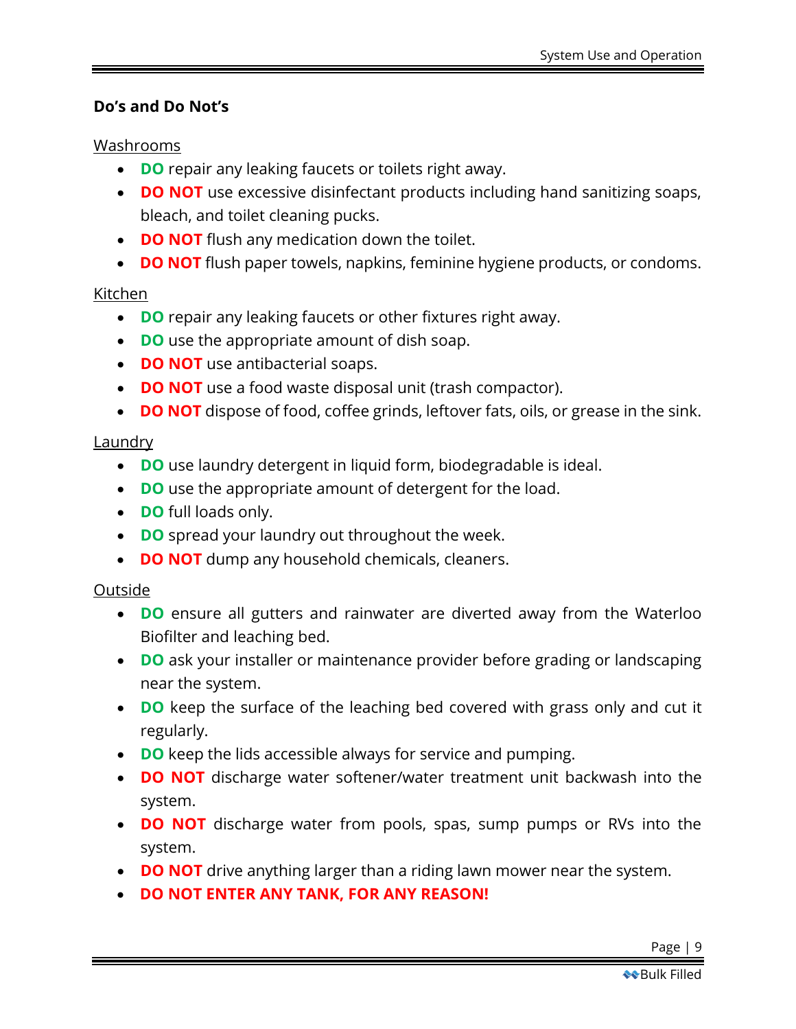## Do's and Do Not's

Washrooms

- **DO** repair any leaking faucets or toilets right away.
- **DO NOT** use excessive disinfectant products including hand sanitizing soaps, bleach, and toilet cleaning pucks.
- **DO NOT** flush any medication down the toilet.
- **DO NOT** flush paper towels, napkins, feminine hygiene products, or condoms.

Kitchen

- **DO** repair any leaking faucets or other fixtures right away.
- **DO** use the appropriate amount of dish soap.
- **DO NOT** use antibacterial soaps.
- **DO NOT** use a food waste disposal unit (trash compactor).
- **DO NOT** dispose of food, coffee grinds, leftover fats, oils, or grease in the sink.

Laundry

- **DO** use laundry detergent in liquid form, biodegradable is ideal.
- **DO** use the appropriate amount of detergent for the load.
- **DO** full loads only.
- **DO** spread your laundry out throughout the week.
- **DO NOT** dump any household chemicals, cleaners.

Outside

- **DO** ensure all gutters and rainwater are diverted away from the Waterloo Biofilter and leaching bed.
- **DO** ask your installer or maintenance provider before grading or landscaping near the system.
- **DO** keep the surface of the leaching bed covered with grass only and cut it regularly.
- **DO** keep the lids accessible always for service and pumping.
- **DO NOT** discharge water softener/water treatment unit backwash into the system.
- **DO NOT** discharge water from pools, spas, sump pumps or RVs into the system.
- **DO NOT** drive anything larger than a riding lawn mower near the system.
- **DO NOT ENTER ANY TANK, FOR ANY REASON!**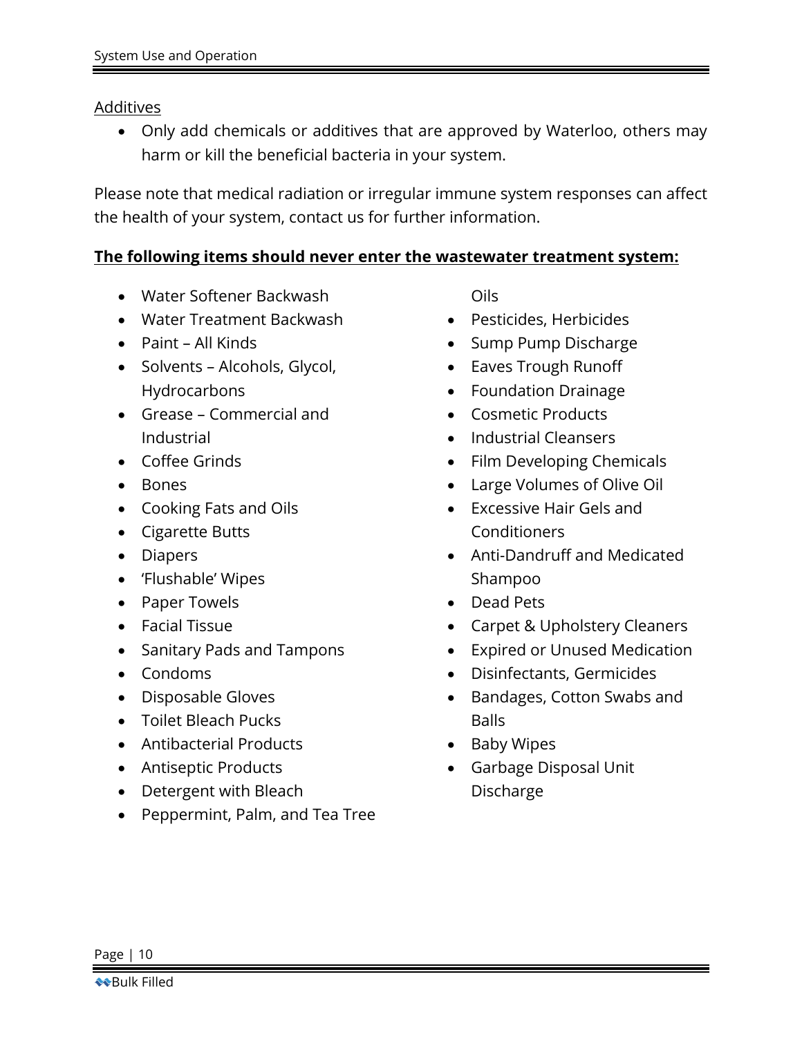Additives

- Only add chemicals or additives that are approved by Waterloo, others may harm or kill the beneficial bacteria in your system.

Please note that medical radiation or irregular immune system responses can affect the health of your system, contact us for further information.

**The following items should never enter the wastewater treatment system:**

- Water Softener Backwash
- Water Treatment Backwash
- Paint – All Kinds
- Solvents – Alcohols, Glycol, Hydrocarbons
- Grease – Commercial and Industrial
- Coffee Grinds
- Bones
- Cooking Fats and Oils
- Cigarette Butts
- Diapers
- 'Flushable' Wipes
- Paper Towels
- Facial Tissue
- Sanitary Pads and Tampons
- Condoms
- Disposable Gloves
- Toilet Bleach Pucks
- Antibacterial Products
- Antiseptic Products
- Detergent with Bleach
- Peppermint, Palm, and Tea Tree Oils
- Pesticides, Herbicides
- Sump Pump Discharge
- Eaves Trough Runoff
- Foundation Drainage
- Cosmetic Products
- Industrial Cleansers
- Film Developing Chemicals
- Large Volumes of Olive Oil
- Excessive Hair Gels and Conditioners
- Anti-Dandruff and Medicated Shampoo
- Dead Pets
- Carpet & Upholstery Cleaners
- Expired or Unused Medication
- Disinfectants, Germicides
- Bandages, Cotton Swabs and Balls
- Baby Wipes
- Garbage Disposal Unit Discharge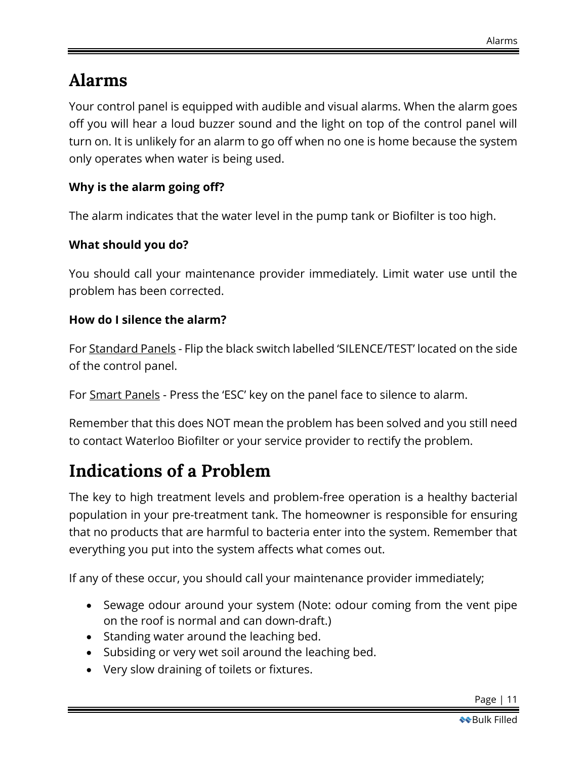# Alarms

Your control panel is equipped with audible and visual alarms. When the alarm goes off you will hear a loud buzzer sound and the light on top of the control panel will turn on. It is unlikely for an alarm to go off when no one is home because the system only operates when water is being used.

**Why is the alarm going off?**

The alarm indicates that the water level in the pump tank or Biofilter is too high.

**What should you do?**

You should call your maintenance provider immediately. Limit water use until the problem has been corrected.

**How do I silence the alarm?**

For Standard Panels - Flip the black switch labelled 'SILENCE/TEST' located on the side of the control panel.

For Smart Panels - Press the 'ESC' key on the panel face to silence to alarm.

Remember that this does NOT mean the problem has been solved and you still need to contact Waterloo Biofilter or your service provider to rectify the problem.

# Indications of a Problem

The key to high treatment levels and problem-free operation is a healthy bacterial population in your pre-treatment tank. The homeowner is responsible for ensuring that no products that are harmful to bacteria enter into the system. Remember that everything you put into the system affects what comes out.

If any of these occur, you should call your maintenance provider immediately;

- Sewage odour around your system (Note: odour coming from the vent pipe on the roof is normal and can down-draft.)
- Standing water around the leaching bed.
- Subsiding or very wet soil around the leaching bed.
- Very slow draining of toilets or fixtures.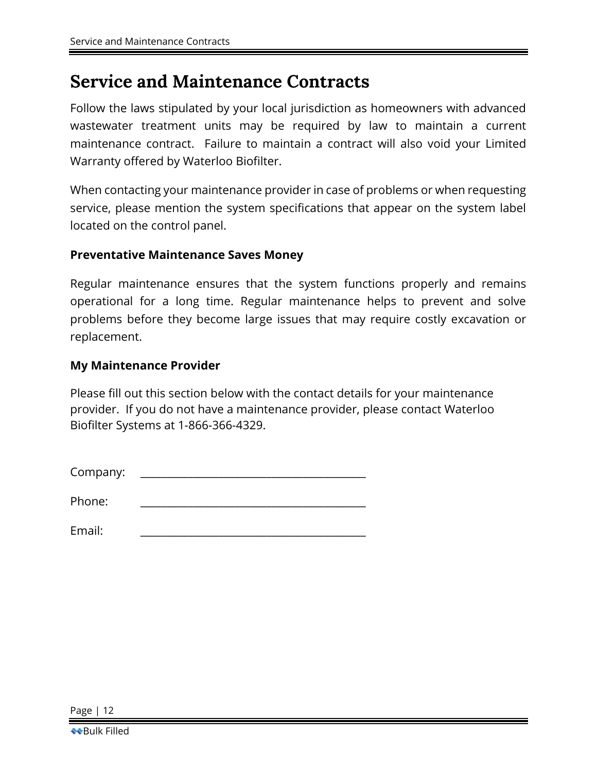# Service and Maintenance Contracts

Follow the laws stipulated by your local jurisdiction as homeowners with advanced wastewater treatment units may be required by law to maintain a current maintenance contract. Failure to maintain a contract will also void your Limited Warranty offered by Waterloo Biofilter.

When contacting your maintenance provider in case of problems or when requesting service, please mention the system specifications that appear on the system label located on the control panel.

**Preventative Maintenance Saves Money**

Regular maintenance ensures that the system functions properly and remains operational for a long time. Regular maintenance helps to prevent and solve problems before they become large issues that may require costly excavation or replacement.

**My Maintenance Provider**

Please fill out this section below with the contact details for your maintenance provider. If you do not have a maintenance provider, please contact Waterloo Biofilter Systems at 1-866-366-4329.

Company: ___________________________________________

Phone: ___________________________________________

Email: ___________________________________________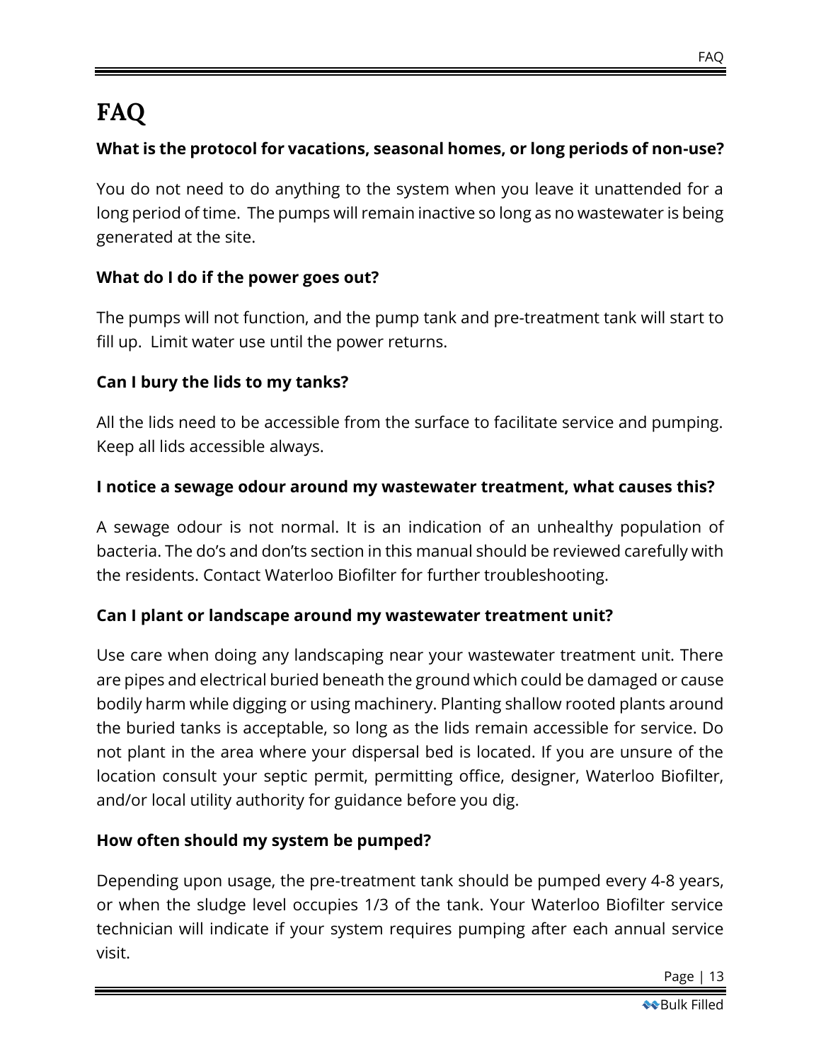# FAQ

**What is the protocol for vacations, seasonal homes, or long periods of non-use?**

You do not need to do anything to the system when you leave it unattended for a long period of time. The pumps will remain inactive so long as no wastewater is being generated at the site.

**What do I do if the power goes out?**

The pumps will not function, and the pump tank and pre-treatment tank will start to fill up. Limit water use until the power returns.

**Can I bury the lids to my tanks?**

All the lids need to be accessible from the surface to facilitate service and pumping. Keep all lids accessible always.

**I notice a sewage odour around my wastewater treatment, what causes this?**

A sewage odour is not normal. It is an indication of an unhealthy population of bacteria. The do's and don'ts section in this manual should be reviewed carefully with the residents. Contact Waterloo Biofilter for further troubleshooting.

**Can I plant or landscape around my wastewater treatment unit?**

Use care when doing any landscaping near your wastewater treatment unit. There are pipes and electrical buried beneath the ground which could be damaged or cause bodily harm while digging or using machinery. Planting shallow rooted plants around the buried tanks is acceptable, so long as the lids remain accessible for service. Do not plant in the area where your dispersal bed is located. If you are unsure of the location consult your septic permit, permitting office, designer, Waterloo Biofilter, and/or local utility authority for guidance before you dig.

**How often should my system be pumped?**

Depending upon usage, the pre-treatment tank should be pumped every 4-8 years, or when the sludge level occupies 1/3 of the tank. Your Waterloo Biofilter service technician will indicate if your system requires pumping after each annual service visit.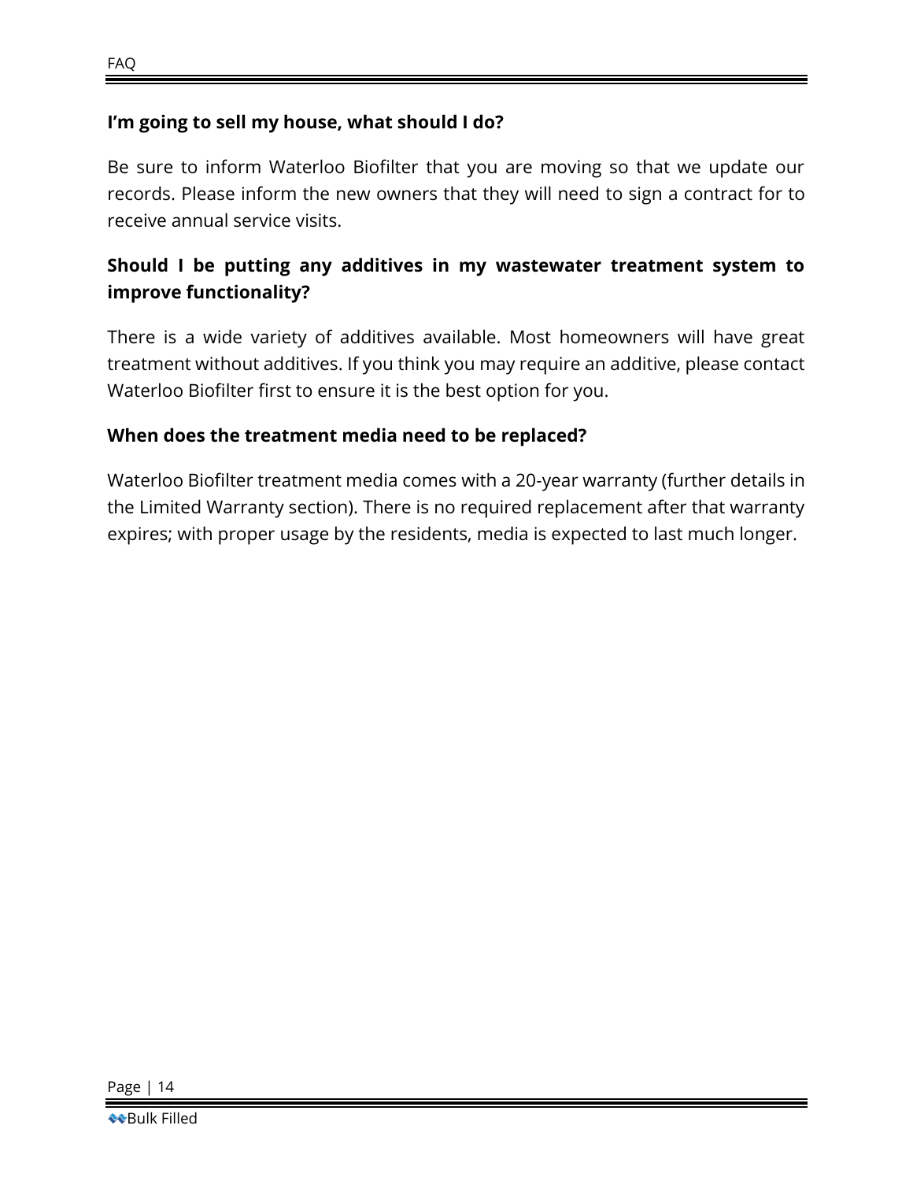**I'm going to sell my house, what should I do?**

Be sure to inform Waterloo Biofilter that you are moving so that we update our records. Please inform the new owners that they will need to sign a contract for to receive annual service visits.

**Should I be putting any additives in my wastewater treatment system to improve functionality?**

There is a wide variety of additives available. Most homeowners will have great treatment without additives. If you think you may require an additive, please contact Waterloo Biofilter first to ensure it is the best option for you.

**When does the treatment media need to be replaced?**

Waterloo Biofilter treatment media comes with a 20-year warranty (further details in the Limited Warranty section). There is no required replacement after that warranty expires; with proper usage by the residents, media is expected to last much longer.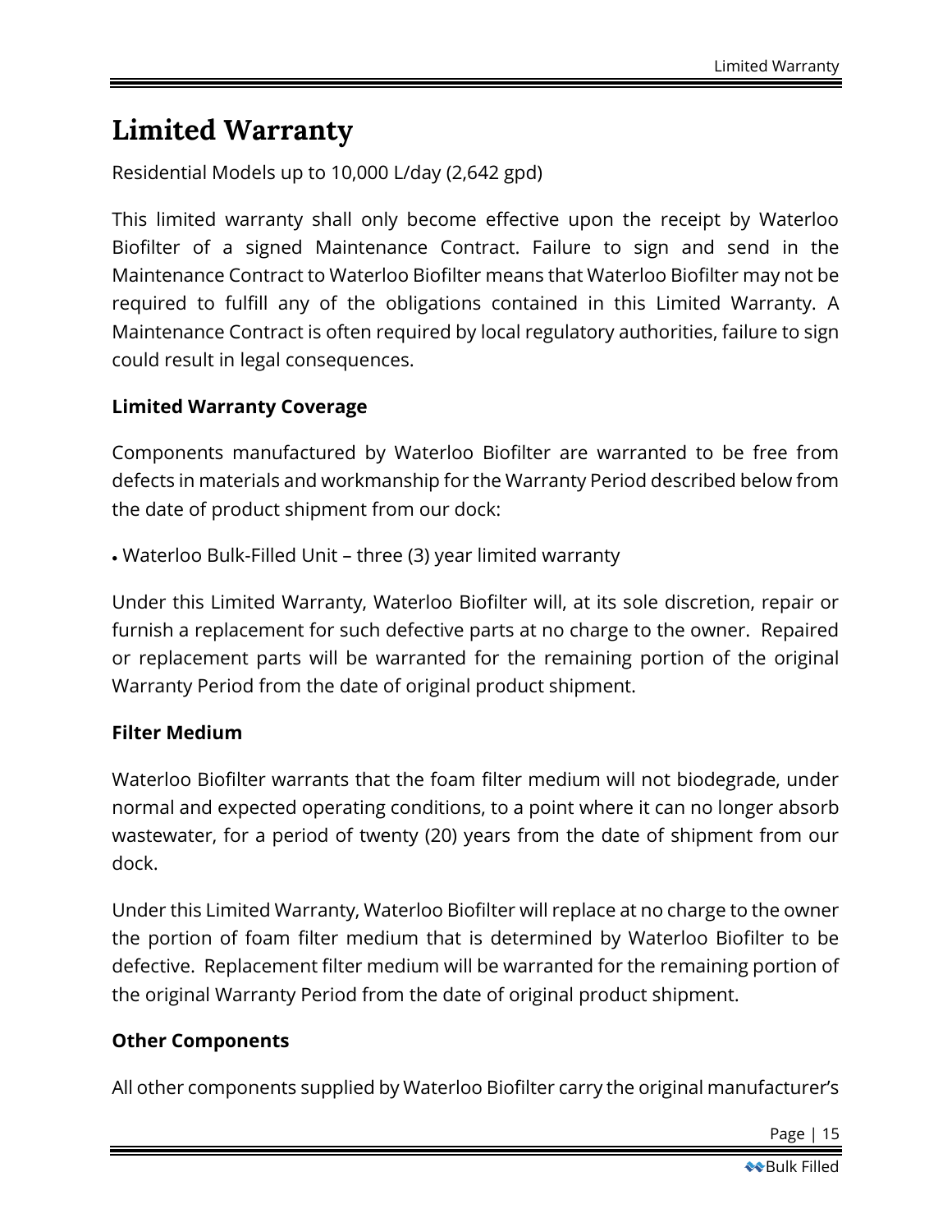# Limited Warranty

Residential Models up to 10,000 L/day (2,642 gpd)

This limited warranty shall only become effective upon the receipt by Waterloo Biofilter of a signed Maintenance Contract. Failure to sign and send in the Maintenance Contract to Waterloo Biofilter means that Waterloo Biofilter may not be required to fulfill any of the obligations contained in this Limited Warranty. A Maintenance Contract is often required by local regulatory authorities, failure to sign could result in legal consequences.

**Limited Warranty Coverage**

Components manufactured by Waterloo Biofilter are warranted to be free from defects in materials and workmanship for the Warranty Period described below from the date of product shipment from our dock:

- Waterloo Bulk-Filled Unit – three (3) year limited warranty

Under this Limited Warranty, Waterloo Biofilter will, at its sole discretion, repair or furnish a replacement for such defective parts at no charge to the owner. Repaired or replacement parts will be warranted for the remaining portion of the original Warranty Period from the date of original product shipment.

**Filter Medium**

Waterloo Biofilter warrants that the foam filter medium will not biodegrade, under normal and expected operating conditions, to a point where it can no longer absorb wastewater, for a period of twenty (20) years from the date of shipment from our dock.

Under this Limited Warranty, Waterloo Biofilter will replace at no charge to the owner the portion of foam filter medium that is determined by Waterloo Biofilter to be defective. Replacement filter medium will be warranted for the remaining portion of the original Warranty Period from the date of original product shipment.

**Other Components**

All other components supplied by Waterloo Biofilter carry the original manufacturer's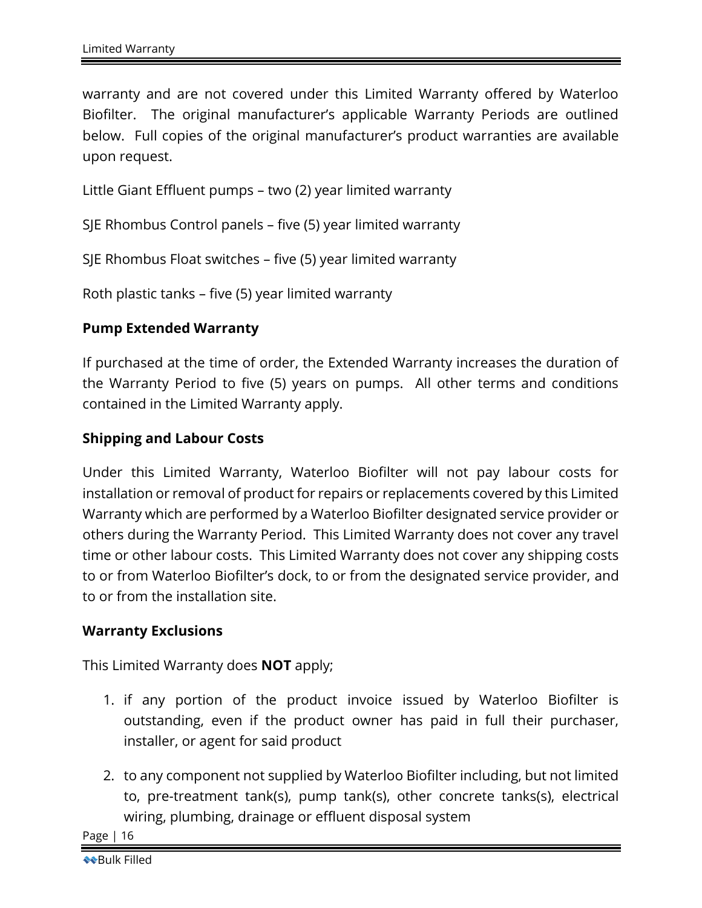warranty and are not covered under this Limited Warranty offered by Waterloo Biofilter. The original manufacturer's applicable Warranty Periods are outlined below. Full copies of the original manufacturer's product warranties are available upon request.

Little Giant Effluent pumps – two (2) year limited warranty

SJE Rhombus Control panels – five (5) year limited warranty

SJE Rhombus Float switches – five (5) year limited warranty

Roth plastic tanks – five (5) year limited warranty

**Pump Extended Warranty**

If purchased at the time of order, the Extended Warranty increases the duration of the Warranty Period to five (5) years on pumps. All other terms and conditions contained in the Limited Warranty apply.

**Shipping and Labour Costs**

Under this Limited Warranty, Waterloo Biofilter will not pay labour costs for installation or removal of product for repairs or replacements covered by this Limited Warranty which are performed by a Waterloo Biofilter designated service provider or others during the Warranty Period. This Limited Warranty does not cover any travel time or other labour costs. This Limited Warranty does not cover any shipping costs to or from Waterloo Biofilter's dock, to or from the designated service provider, and to or from the installation site.

**Warranty Exclusions**

This Limited Warranty does **NOT** apply;

1. if any portion of the product invoice issued by Waterloo Biofilter is outstanding, even if the product owner has paid in full their purchaser, installer, or agent for said product
2. to any component not supplied by Waterloo Biofilter including, but not limited to, pre-treatment tank(s), pump tank(s), other concrete tanks(s), electrical wiring, plumbing, drainage or effluent disposal system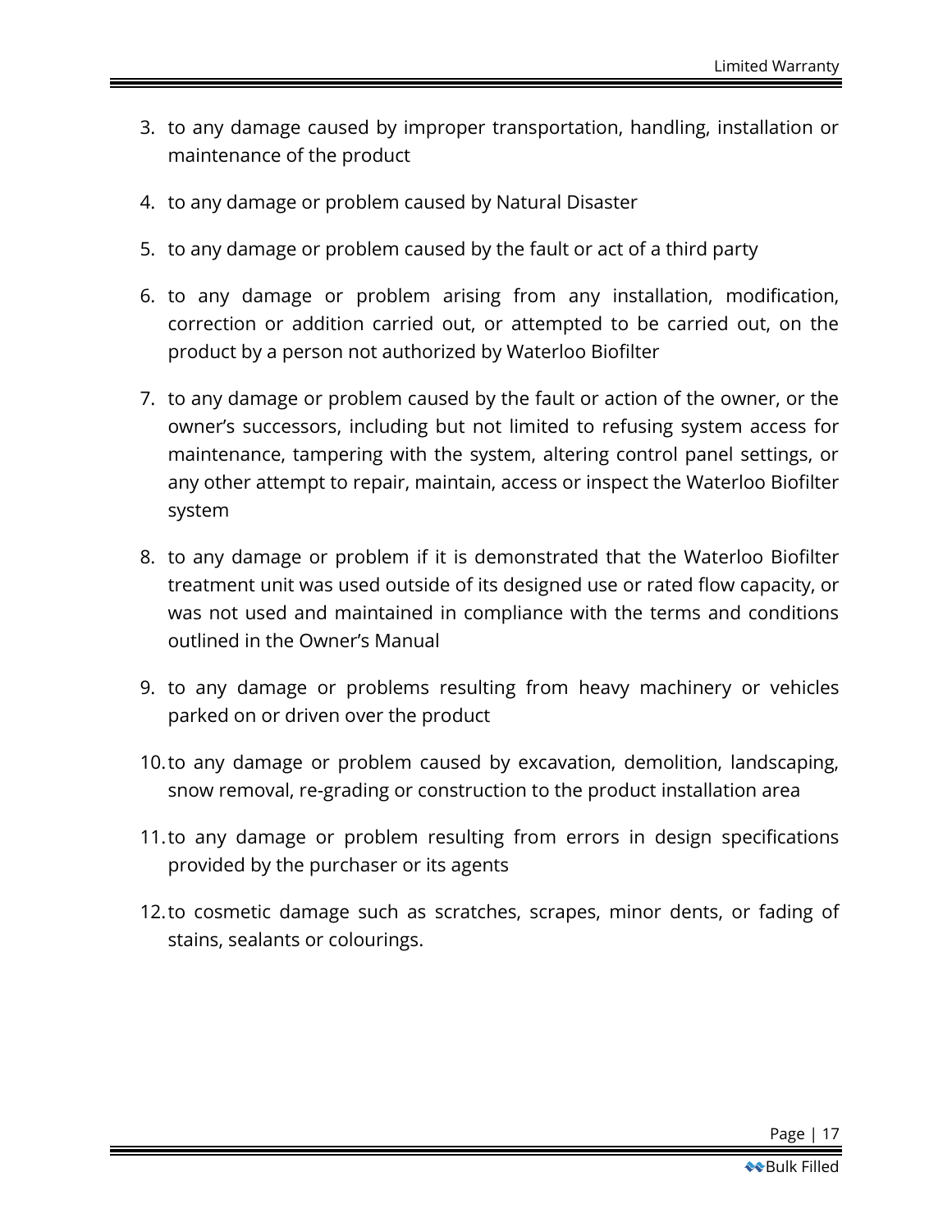3. to any damage caused by improper transportation, handling, installation or maintenance of the product
4. to any damage or problem caused by Natural Disaster
5. to any damage or problem caused by the fault or act of a third party
6. to any damage or problem arising from any installation, modification, correction or addition carried out, or attempted to be carried out, on the product by a person not authorized by Waterloo Biofilter
7. to any damage or problem caused by the fault or action of the owner, or the owner's successors, including but not limited to refusing system access for maintenance, tampering with the system, altering control panel settings, or any other attempt to repair, maintain, access or inspect the Waterloo Biofilter system
8. to any damage or problem if it is demonstrated that the Waterloo Biofilter treatment unit was used outside of its designed use or rated flow capacity, or was not used and maintained in compliance with the terms and conditions outlined in the Owner's Manual
9. to any damage or problems resulting from heavy machinery or vehicles parked on or driven over the product
10. to any damage or problem caused by excavation, demolition, landscaping, snow removal, re-grading or construction to the product installation area
11. to any damage or problem resulting from errors in design specifications provided by the purchaser or its agents
12. to cosmetic damage such as scratches, scrapes, minor dents, or fading of stains, sealants or colourings.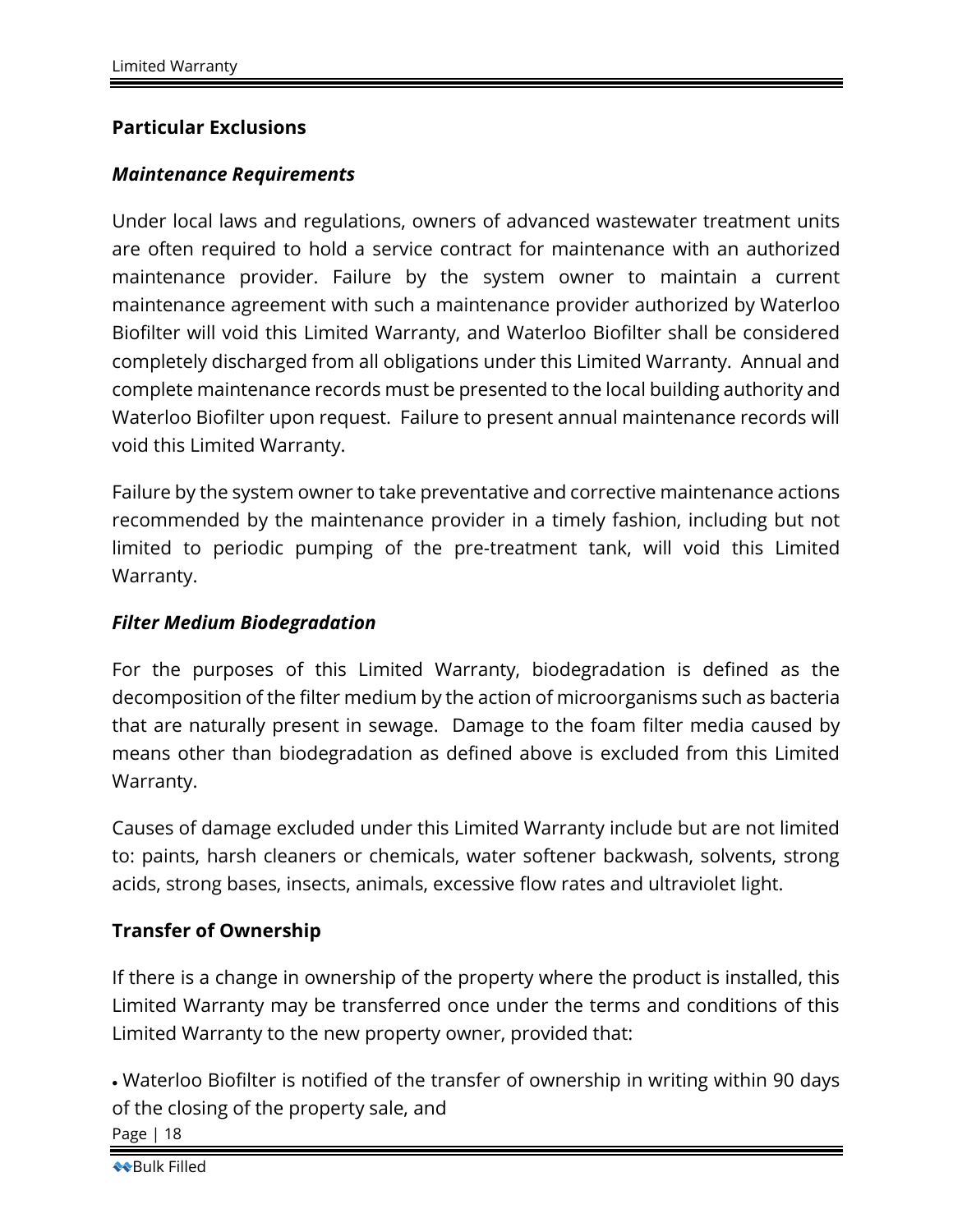## Particular Exclusions

### *Maintenance Requirements*

Under local laws and regulations, owners of advanced wastewater treatment units are often required to hold a service contract for maintenance with an authorized maintenance provider. Failure by the system owner to maintain a current maintenance agreement with such a maintenance provider authorized by Waterloo Biofilter will void this Limited Warranty, and Waterloo Biofilter shall be considered completely discharged from all obligations under this Limited Warranty. Annual and complete maintenance records must be presented to the local building authority and Waterloo Biofilter upon request. Failure to present annual maintenance records will void this Limited Warranty.

Failure by the system owner to take preventative and corrective maintenance actions recommended by the maintenance provider in a timely fashion, including but not limited to periodic pumping of the pre-treatment tank, will void this Limited Warranty.

### *Filter Medium Biodegradation*

For the purposes of this Limited Warranty, biodegradation is defined as the decomposition of the filter medium by the action of microorganisms such as bacteria that are naturally present in sewage. Damage to the foam filter media caused by means other than biodegradation as defined above is excluded from this Limited Warranty.

Causes of damage excluded under this Limited Warranty include but are not limited to: paints, harsh cleaners or chemicals, water softener backwash, solvents, strong acids, strong bases, insects, animals, excessive flow rates and ultraviolet light.

## Transfer of Ownership

If there is a change in ownership of the property where the product is installed, this Limited Warranty may be transferred once under the terms and conditions of this Limited Warranty to the new property owner, provided that:

- Waterloo Biofilter is notified of the transfer of ownership in writing within 90 days of the closing of the property sale, and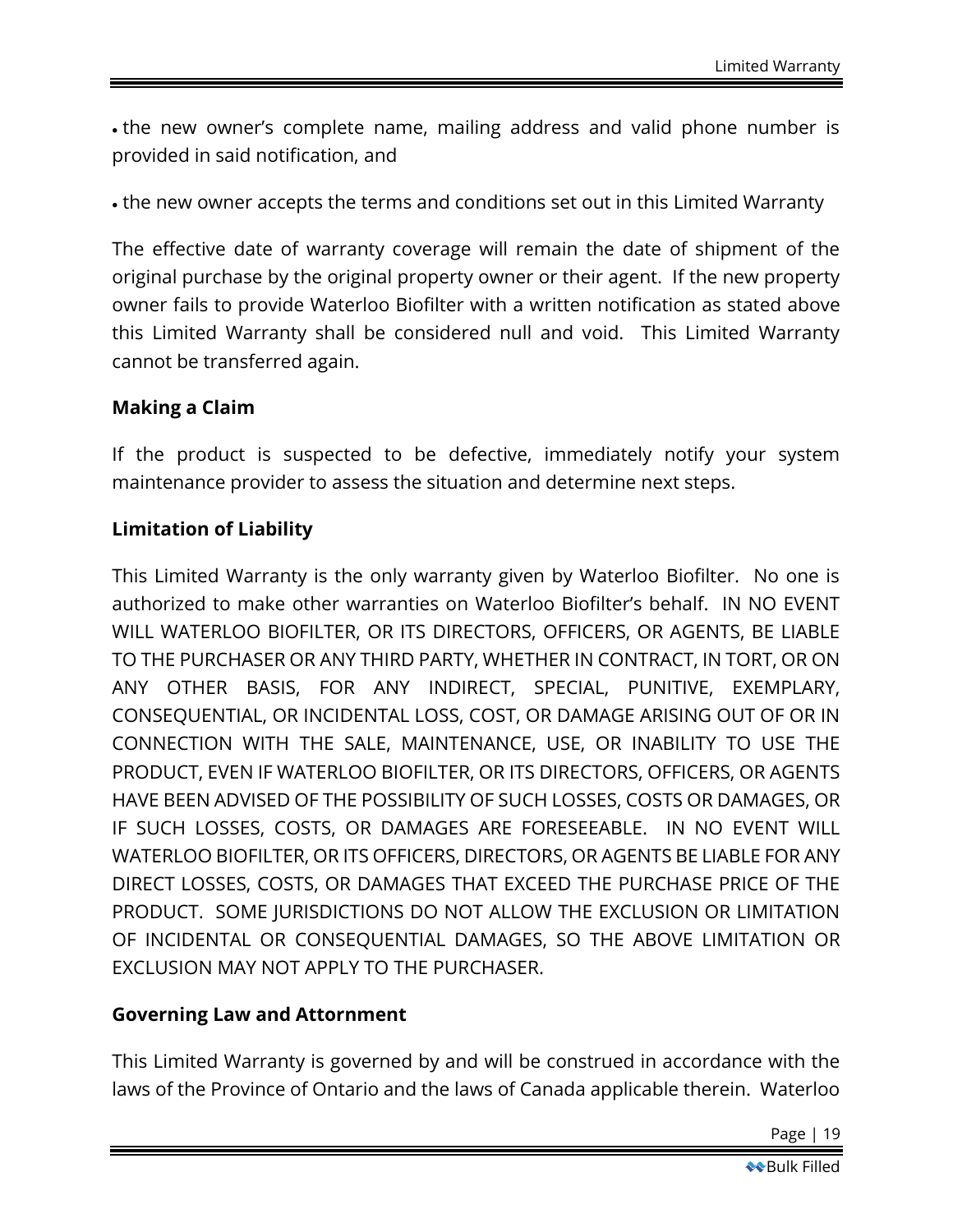- the new owner's complete name, mailing address and valid phone number is provided in said notification, and
- the new owner accepts the terms and conditions set out in this Limited Warranty

The effective date of warranty coverage will remain the date of shipment of the original purchase by the original property owner or their agent. If the new property owner fails to provide Waterloo Biofilter with a written notification as stated above this Limited Warranty shall be considered null and void. This Limited Warranty cannot be transferred again.

**Making a Claim**

If the product is suspected to be defective, immediately notify your system maintenance provider to assess the situation and determine next steps.

**Limitation of Liability**

This Limited Warranty is the only warranty given by Waterloo Biofilter. No one is authorized to make other warranties on Waterloo Biofilter's behalf. IN NO EVENT WILL WATERLOO BIOFILTER, OR ITS DIRECTORS, OFFICERS, OR AGENTS, BE LIABLE TO THE PURCHASER OR ANY THIRD PARTY, WHETHER IN CONTRACT, IN TORT, OR ON ANY OTHER BASIS, FOR ANY INDIRECT, SPECIAL, PUNITIVE, EXEMPLARY, CONSEQUENTIAL, OR INCIDENTAL LOSS, COST, OR DAMAGE ARISING OUT OF OR IN CONNECTION WITH THE SALE, MAINTENANCE, USE, OR INABILITY TO USE THE PRODUCT, EVEN IF WATERLOO BIOFILTER, OR ITS DIRECTORS, OFFICERS, OR AGENTS HAVE BEEN ADVISED OF THE POSSIBILITY OF SUCH LOSSES, COSTS OR DAMAGES, OR IF SUCH LOSSES, COSTS, OR DAMAGES ARE FORESEEABLE. IN NO EVENT WILL WATERLOO BIOFILTER, OR ITS OFFICERS, DIRECTORS, OR AGENTS BE LIABLE FOR ANY DIRECT LOSSES, COSTS, OR DAMAGES THAT EXCEED THE PURCHASE PRICE OF THE PRODUCT. SOME JURISDICTIONS DO NOT ALLOW THE EXCLUSION OR LIMITATION OF INCIDENTAL OR CONSEQUENTIAL DAMAGES, SO THE ABOVE LIMITATION OR EXCLUSION MAY NOT APPLY TO THE PURCHASER.

**Governing Law and Attornment**

This Limited Warranty is governed by and will be construed in accordance with the laws of the Province of Ontario and the laws of Canada applicable therein. Waterloo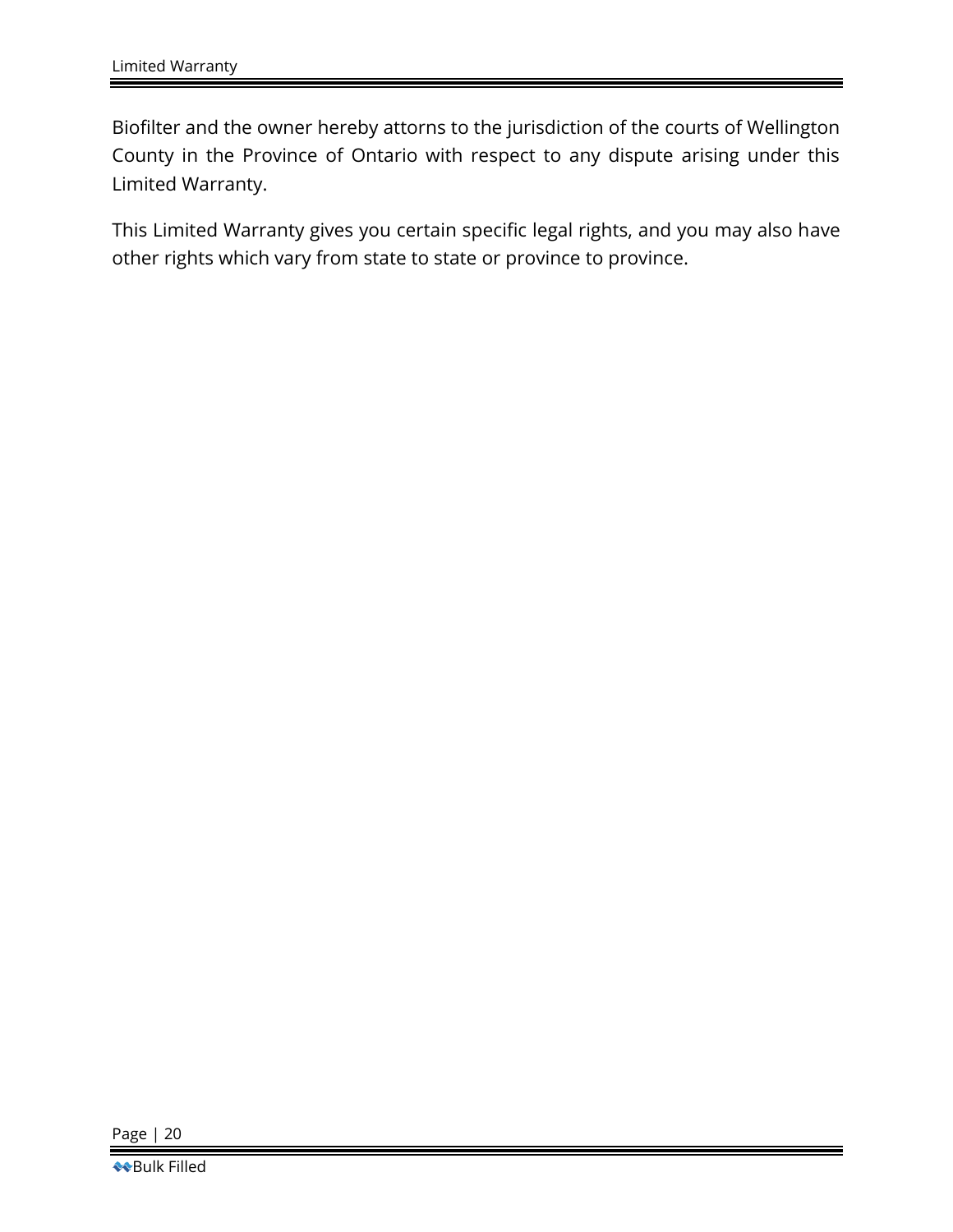Biofilter and the owner hereby attorns to the jurisdiction of the courts of Wellington County in the Province of Ontario with respect to any dispute arising under this Limited Warranty.

This Limited Warranty gives you certain specific legal rights, and you may also have other rights which vary from state to state or province to province.